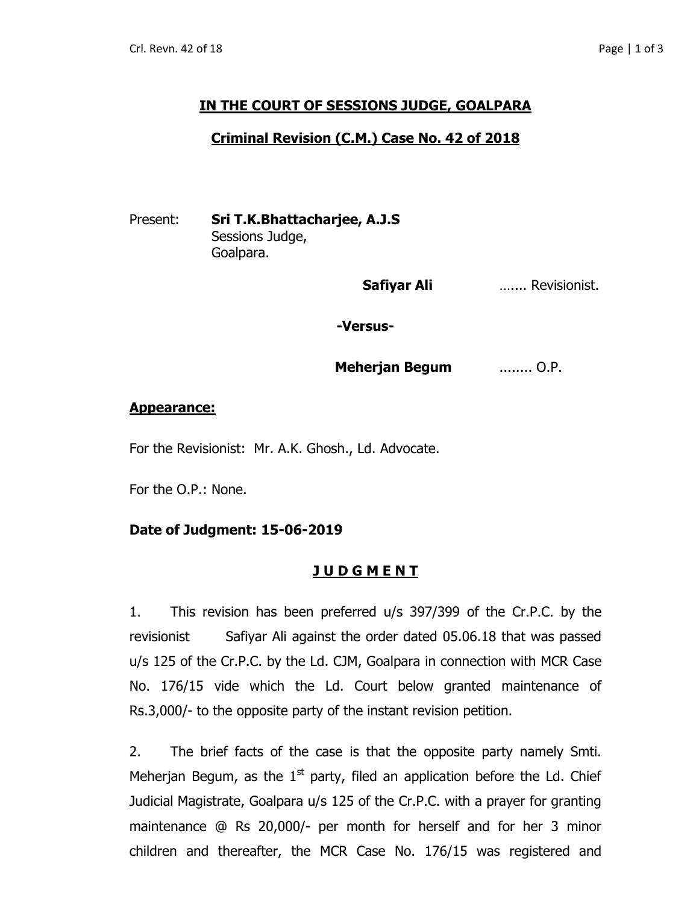**IN THE COURT OF SESSIONS JUDGE, GOALPARA**

**Criminal Revision (C.M.) Case No. 42 of 2018**

Present: **Sri T.K.Bhattacharjee, A.J.S**
Sessions Judge,
Goalpara.

**Safiyar Ali** ……. Revisionist.

**-Versus-**

**Meherjan Begum** ........ O.P.

**Appearance:**

For the Revisionist: Mr. A.K. Ghosh., Ld. Advocate.

For the O.P.: None.

**Date of Judgment: 15-06-2019**

**J U D G M E N T**

1. This revision has been preferred u/s 397/399 of the Cr.P.C. by the revisionist Safiyar Ali against the order dated 05.06.18 that was passed u/s 125 of the Cr.P.C. by the Ld. CJM, Goalpara in connection with MCR Case No. 176/15 vide which the Ld. Court below granted maintenance of Rs.3,000/- to the opposite party of the instant revision petition.

2. The brief facts of the case is that the opposite party namely Smti. Meherjan Begum, as the 1st party, filed an application before the Ld. Chief Judicial Magistrate, Goalpara u/s 125 of the Cr.P.C. with a prayer for granting maintenance @ Rs 20,000/- per month for herself and for her 3 minor children and thereafter, the MCR Case No. 176/15 was registered and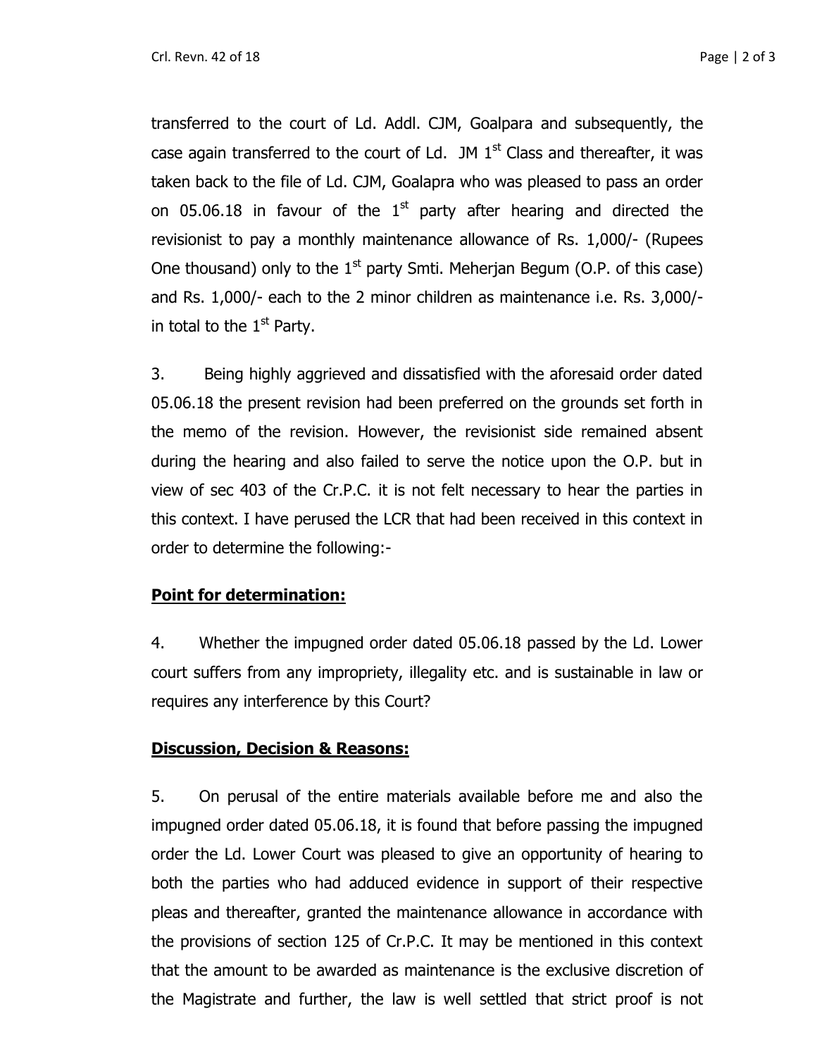transferred to the court of Ld. Addl. CJM, Goalpara and subsequently, the case again transferred to the court of Ld. JM 1st Class and thereafter, it was taken back to the file of Ld. CJM, Goalapra who was pleased to pass an order on 05.06.18 in favour of the 1st party after hearing and directed the revisionist to pay a monthly maintenance allowance of Rs. 1,000/- (Rupees One thousand) only to the 1st party Smti. Meherjan Begum (O.P. of this case) and Rs. 1,000/- each to the 2 minor children as maintenance i.e. Rs. 3,000/- in total to the 1st Party.

3. Being highly aggrieved and dissatisfied with the aforesaid order dated 05.06.18 the present revision had been preferred on the grounds set forth in the memo of the revision. However, the revisionist side remained absent during the hearing and also failed to serve the notice upon the O.P. but in view of sec 403 of the Cr.P.C. it is not felt necessary to hear the parties in this context. I have perused the LCR that had been received in this context in order to determine the following:-

**Point for determination:**

4. Whether the impugned order dated 05.06.18 passed by the Ld. Lower court suffers from any impropriety, illegality etc. and is sustainable in law or requires any interference by this Court?

**Discussion, Decision & Reasons:**

5. On perusal of the entire materials available before me and also the impugned order dated 05.06.18, it is found that before passing the impugned order the Ld. Lower Court was pleased to give an opportunity of hearing to both the parties who had adduced evidence in support of their respective pleas and thereafter, granted the maintenance allowance in accordance with the provisions of section 125 of Cr.P.C. It may be mentioned in this context that the amount to be awarded as maintenance is the exclusive discretion of the Magistrate and further, the law is well settled that strict proof is not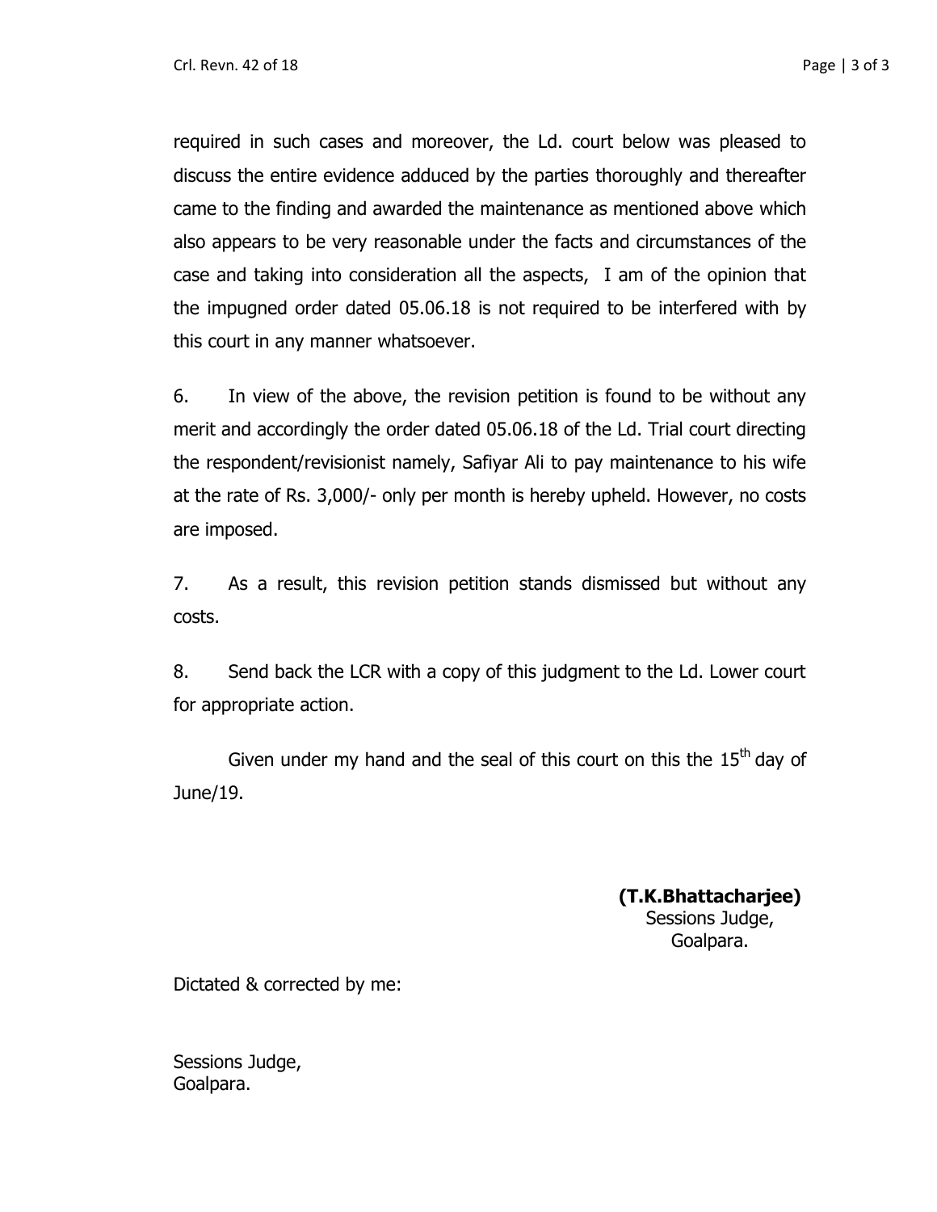required in such cases and moreover, the Ld. court below was pleased to discuss the entire evidence adduced by the parties thoroughly and thereafter came to the finding and awarded the maintenance as mentioned above which also appears to be very reasonable under the facts and circumstances of the case and taking into consideration all the aspects, I am of the opinion that the impugned order dated 05.06.18 is not required to be interfered with by this court in any manner whatsoever.

6. In view of the above, the revision petition is found to be without any merit and accordingly the order dated 05.06.18 of the Ld. Trial court directing the respondent/revisionist namely, Safiyar Ali to pay maintenance to his wife at the rate of Rs. 3,000/- only per month is hereby upheld. However, no costs are imposed.

7. As a result, this revision petition stands dismissed but without any costs.

8. Send back the LCR with a copy of this judgment to the Ld. Lower court for appropriate action.

Given under my hand and the seal of this court on this the 15th day of June/19.

**(T.K.Bhattacharjee)**
Sessions Judge,
Goalpara.

Dictated & corrected by me:

Sessions Judge,
Goalpara.